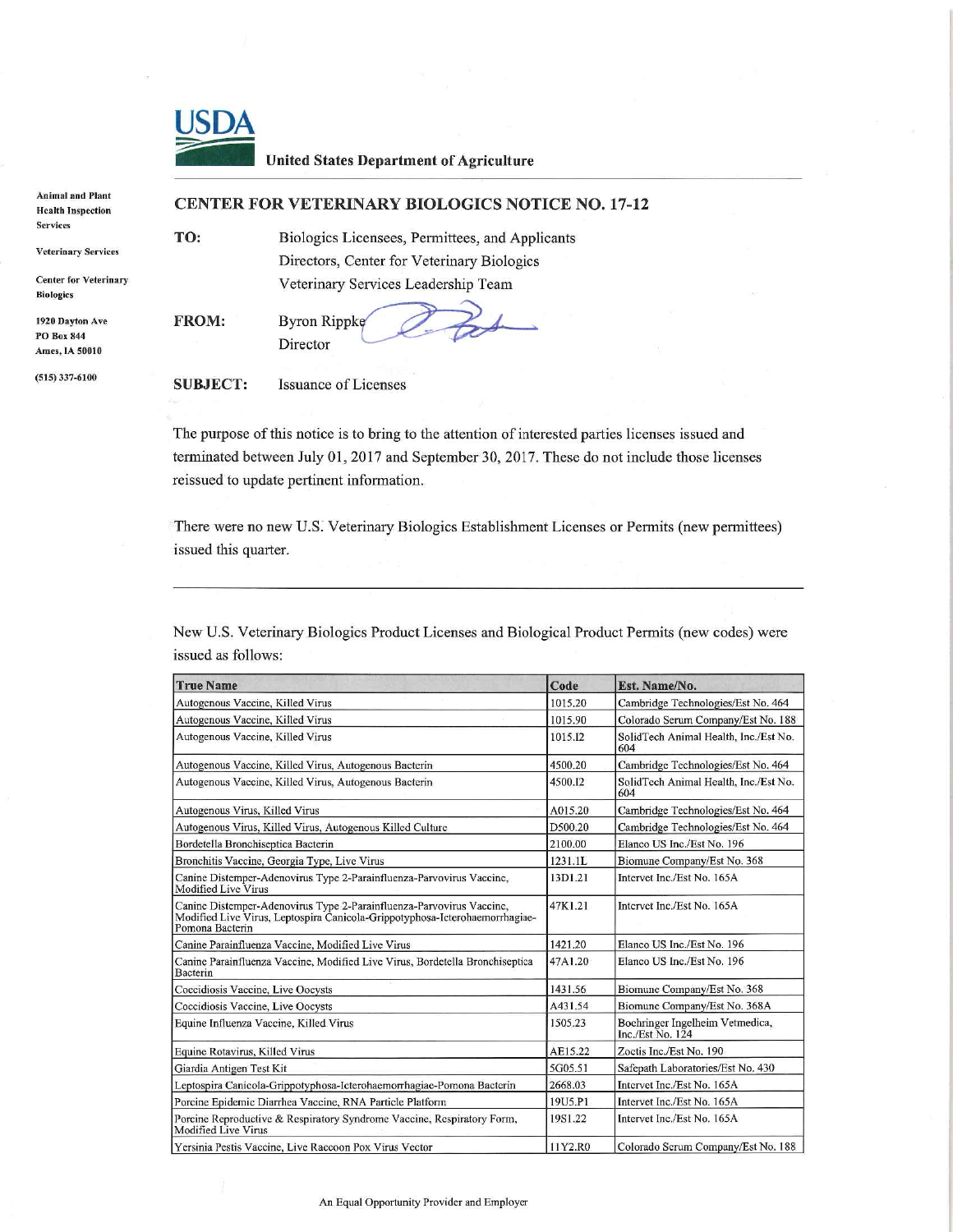**USDA**

**United States Department of Agriculture**

**Animal and Plant Health Inspection Services**

**Veterinary Services**

**Center for Veterinary Biologics**

**1920 Dayton Ave**
**PO Box 844**
**Ames, IA 50010**

**(515) 337-6100**

## CENTER FOR VETERINARY BIOLOGICS NOTICE NO. 17-12

**TO:** Biologics Licensees, Permittees, and Applicants
Directors, Center for Veterinary Biologics
Veterinary Services Leadership Team

**FROM:** Byron Rippke
Director

**SUBJECT:** Issuance of Licenses

The purpose of this notice is to bring to the attention of interested parties licenses issued and terminated between July 01, 2017 and September 30, 2017. These do not include those licenses reissued to update pertinent information.

There were no new U.S. Veterinary Biologics Establishment Licenses or Permits (new permittees) issued this quarter.

---

New U.S. Veterinary Biologics Product Licenses and Biological Product Permits (new codes) were issued as follows:

| True Name | Code | Est. Name/No. |
|---|---|---|
| Autogenous Vaccine, Killed Virus | 1015.20 | Cambridge Technologies/Est No. 464 |
| Autogenous Vaccine, Killed Virus | 1015.90 | Colorado Serum Company/Est No. 188 |
| Autogenous Vaccine, Killed Virus | 1015.I2 | SolidTech Animal Health, Inc./Est No. 604 |
| Autogenous Vaccine, Killed Virus, Autogenous Bacterin | 4500.20 | Cambridge Technologies/Est No. 464 |
| Autogenous Vaccine, Killed Virus, Autogenous Bacterin | 4500.I2 | SolidTech Animal Health, Inc./Est No. 604 |
| Autogenous Virus, Killed Virus | A015.20 | Cambridge Technologies/Est No. 464 |
| Autogenous Virus, Killed Virus, Autogenous Killed Culture | D500.20 | Cambridge Technologies/Est No. 464 |
| Bordetella Bronchiseptica Bacterin | 2100.00 | Elanco US Inc./Est No. 196 |
| Bronchitis Vaccine, Georgia Type, Live Virus | 1231.1L | Biomune Company/Est No. 368 |
| Canine Distemper-Adenovirus Type 2-Parainfluenza-Parvovirus Vaccine, Modified Live Virus | 13D1.21 | Intervet Inc./Est No. 165A |
| Canine Distemper-Adenovirus Type 2-Parainfluenza-Parvovirus Vaccine, Modified Live Virus, Leptospira Canicola-Grippotyphosa-Icterohaemorrhagiae-Pomona Bacterin | 47K1.21 | Intervet Inc./Est No. 165A |
| Canine Parainfluenza Vaccine, Modified Live Virus | 1421.20 | Elanco US Inc./Est No. 196 |
| Canine Parainfluenza Vaccine, Modified Live Virus, Bordetella Bronchiseptica Bacterin | 47A1.20 | Elanco US Inc./Est No. 196 |
| Coccidiosis Vaccine, Live Oocysts | 1431.56 | Biomune Company/Est No. 368 |
| Coccidiosis Vaccine, Live Oocysts | A431.54 | Biomune Company/Est No. 368A |
| Equine Influenza Vaccine, Killed Virus | 1505.23 | Boehringer Ingelheim Vetmedica, Inc./Est No. 124 |
| Equine Rotavirus, Killed Virus | AE15.22 | Zoetis Inc./Est No. 190 |
| Giardia Antigen Test Kit | 5G05.51 | Safepath Laboratories/Est No. 430 |
| Leptospira Canicola-Grippotyphosa-Icterohaemorrhagiae-Pomona Bacterin | 2668.03 | Intervet Inc./Est No. 165A |
| Porcine Epidemic Diarrhea Vaccine, RNA Particle Platform | 19U5.P1 | Intervet Inc./Est No. 165A |
| Porcine Reproductive & Respiratory Syndrome Vaccine, Respiratory Form, Modified Live Virus | 19S1.22 | Intervet Inc./Est No. 165A |
| Yersinia Pestis Vaccine, Live Raccoon Pox Virus Vector | 11Y2.R0 | Colorado Serum Company/Est No. 188 |

An Equal Opportunity Provider and Employer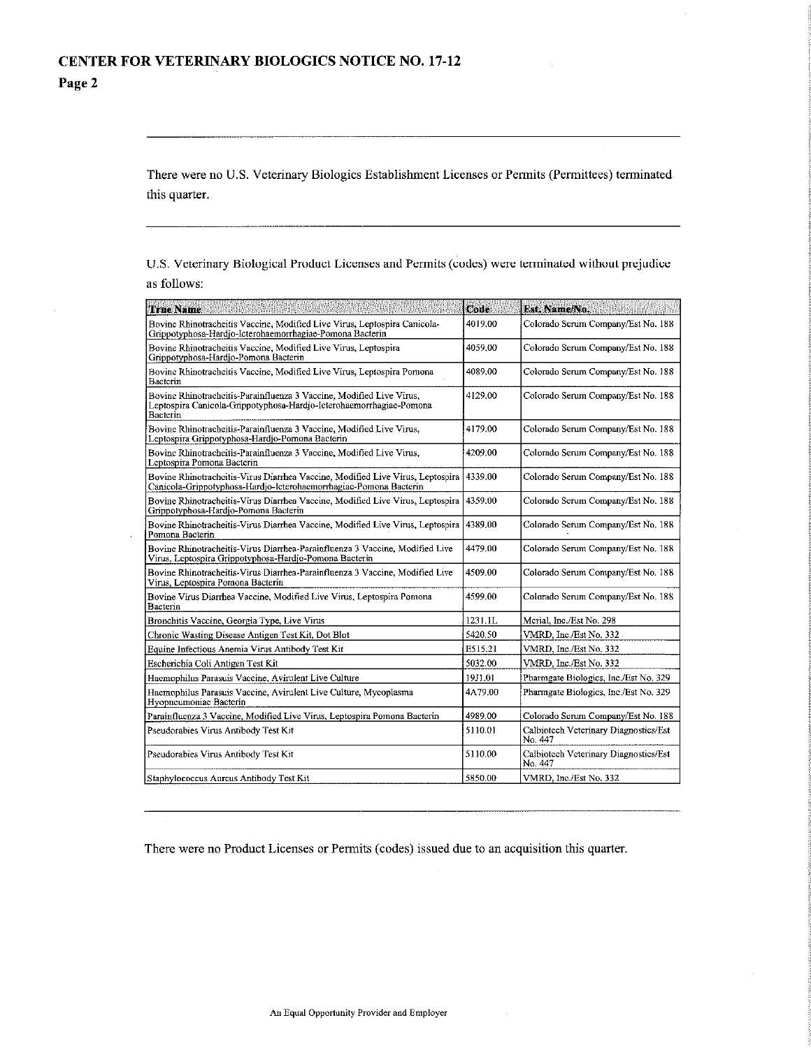There were no U.S. Veterinary Biologics Establishment Licenses or Permits (Permittees) terminated this quarter.

---

U.S. Veterinary Biological Product Licenses and Permits (codes) were terminated without prejudice as follows:

| True Name | Code | Est. Name/No. |
|---|---|---|
| Bovine Rhinotracheitis Vaccine, Modified Live Virus, Leptospira Canicola-Grippotyphosa-Hardjo-Icterohaemorrhagiae-Pomona Bacterin | 4019.00 | Colorado Serum Company/Est No. 188 |
| Bovine Rhinotracheitis Vaccine, Modified Live Virus, Leptospira Grippotyphosa-Hardjo-Pomona Bacterin | 4059.00 | Colorado Serum Company/Est No. 188 |
| Bovine Rhinotracheitis Vaccine, Modified Live Virus, Leptospira Pomona Bacterin | 4089.00 | Colorado Serum Company/Est No. 188 |
| Bovine Rhinotracheitis-Parainfluenza 3 Vaccine, Modified Live Virus, Leptospira Canicola-Grippotyphosa-Hardjo-Icterohaemorrhagiae-Pomona Bacterin | 4129.00 | Colorado Serum Company/Est No. 188 |
| Bovine Rhinotracheitis-Parainfluenza 3 Vaccine, Modified Live Virus, Leptospira Grippotyphosa-Hardjo-Pomona Bacterin | 4179.00 | Colorado Serum Company/Est No. 188 |
| Bovine Rhinotracheitis-Parainfluenza 3 Vaccine, Modified Live Virus, Leptospira Pomona Bacterin | 4209.00 | Colorado Serum Company/Est No. 188 |
| Bovine Rhinotracheitis-Virus Diarrhea Vaccine, Modified Live Virus, Leptospira Canicola-Grippotyphosa-Hardjo-Icterohaemorrhagiae-Pomona Bacterin | 4339.00 | Colorado Serum Company/Est No. 188 |
| Bovine Rhinotracheitis-Virus Diarrhea Vaccine, Modified Live Virus, Leptospira Grippotyphosa-Hardjo-Pomona Bacterin | 4359.00 | Colorado Serum Company/Est No. 188 |
| Bovine Rhinotracheitis-Virus Diarrhea Vaccine, Modified Live Virus, Leptospira Pomona Bacterin | 4389.00 | Colorado Serum Company/Est No. 188 |
| Bovine Rhinotracheitis-Virus Diarrhea-Parainfluenza 3 Vaccine, Modified Live Virus, Leptospira Grippotyphosa-Hardjo-Pomona Bacterin | 4479.00 | Colorado Serum Company/Est No. 188 |
| Bovine Rhinotracheitis-Virus Diarrhea-Parainfluenza 3 Vaccine, Modified Live Virus, Leptospira Pomona Bacterin | 4509.00 | Colorado Serum Company/Est No. 188 |
| Bovine Virus Diarrhea Vaccine, Modified Live Virus, Leptospira Pomona Bacterin | 4599.00 | Colorado Serum Company/Est No. 188 |
| Bronchitis Vaccine, Georgia Type, Live Virus | 1231.1L | Merial, Inc./Est No. 298 |
| Chronic Wasting Disease Antigen Test Kit, Dot Blot | 5420.50 | VMRD, Inc./Est No. 332 |
| Equine Infectious Anemia Virus Antibody Test Kit | E515.21 | VMRD, Inc./Est No. 332 |
| Escherichia Coli Antigen Test Kit | 5032.00 | VMRD, Inc./Est No. 332 |
| Haemophilus Parasuis Vaccine, Avirulent Live Culture | 19J1.01 | Pharmgate Biologics, Inc./Est No. 329 |
| Haemophilus Parasuis Vaccine, Avirulent Live Culture, Mycoplasma Hyopneumoniae Bacterin | 4A79.00 | Pharmgate Biologics, Inc./Est No. 329 |
| Parainfluenza 3 Vaccine, Modified Live Virus, Leptospira Pomona Bacterin | 4989.00 | Colorado Serum Company/Est No. 188 |
| Pseudorabies Virus Antibody Test Kit | 5110.01 | Calbiotech Veterinary Diagnostics/Est No. 447 |
| Pseudorabies Virus Antibody Test Kit | 5110.00 | Calbiotech Veterinary Diagnostics/Est No. 447 |
| Staphylococcus Aureus Antibody Test Kit | 5850.00 | VMRD, Inc./Est No. 332 |

---

There were no Product Licenses or Permits (codes) issued due to an acquisition this quarter.